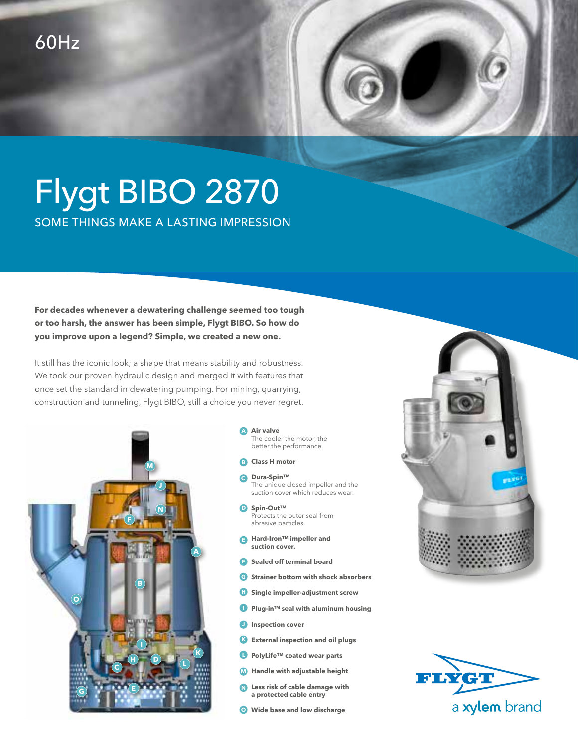60Hz

# Flygt BIBO 2870

## SOME THINGS MAKE A LASTING IMPRESSION

**For decades whenever a dewatering challenge seemed too tough or too harsh, the answer has been simple, Flygt BIBO. So how do you improve upon a legend? Simple, we created a new one.**

It still has the iconic look; a shape that means stability and robustness. We took our proven hydraulic design and merged it with features that once set the standard in dewatering pumping. For mining, quarrying, construction and tunneling, Flygt BIBO, still a choice you never regret.

- **A Air valve**
  The cooler the motor, the better the performance.
- **B Class H motor**
- **C Dura-Spin™**
  The unique closed impeller and the suction cover which reduces wear.
- **D Spin-Out™**
  Protects the outer seal from abrasive particles.
- **E Hard-Iron™ impeller and suction cover.**
- **F Sealed off terminal board**
- **G Strainer bottom with shock absorbers**
- **H Single impeller-adjustment screw**
- **I Plug-in™ seal with aluminum housing**
- **J Inspection cover**
- **K External inspection and oil plugs**
- **L PolyLife™ coated wear parts**
- **M Handle with adjustable height**
- **N Less risk of cable damage with a protected cable entry**
- **O Wide base and low discharge**

FLYGT
a xylem brand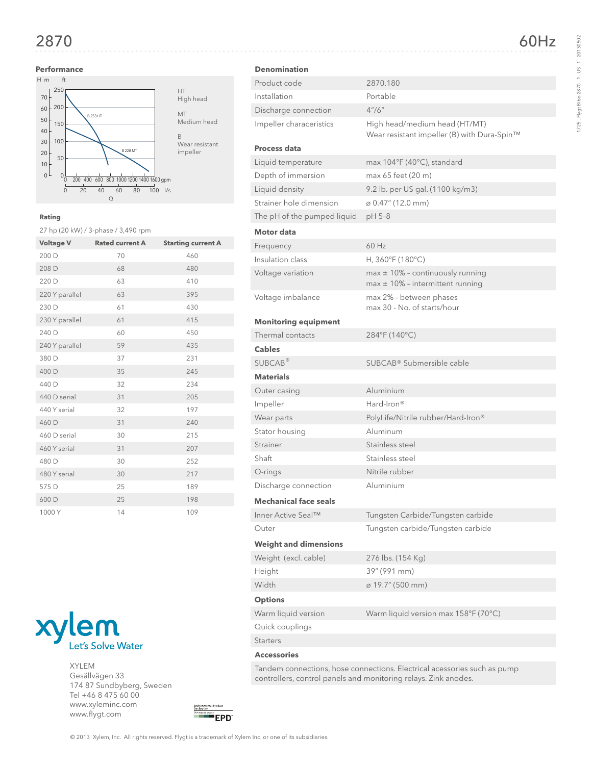# 2870

60Hz

## Performance

H m ft

70 60 50 40 30 20 10 0

250 200 150 100 50 0

B 253 HT

B 228 MT

0 200 400 600 800 1000 1200 1400 1600 gpm

0 20 40 60 80 100 l/s

Q

HT
High head

MT
Medium head

B
Wear resistant impeller

## Rating

27 hp (20 kW) / 3-phase / 3,490 rpm

| Voltage V | Rated current A | Starting current A |
|---|---|---|
| 200 D | 70 | 460 |
| 208 D | 68 | 480 |
| 220 D | 63 | 410 |
| 220 Y parallel | 63 | 395 |
| 230 D | 61 | 430 |
| 230 Y parallel | 61 | 415 |
| 240 D | 60 | 450 |
| 240 Y parallel | 59 | 435 |
| 380 D | 37 | 231 |
| 400 D | 35 | 245 |
| 440 D | 32 | 234 |
| 440 D serial | 31 | 205 |
| 440 Y serial | 32 | 197 |
| 460 D | 31 | 240 |
| 460 D serial | 30 | 215 |
| 460 Y serial | 31 | 207 |
| 480 D | 30 | 252 |
| 480 Y serial | 30 | 217 |
| 575 D | 25 | 189 |
| 600 D | 25 | 198 |
| 1000 Y | 14 | 109 |

## Denomination

| | |
|---|---|
| Product code | 2870.180 |
| Installation | Portable |
| Discharge connection | 4"/6" |
| Impeller characeristics | High head/medium head (HT/MT)<br>Wear resistant impeller (B) with Dura-Spin™ |

## Process data

| | |
|---|---|
| Liquid temperature | max 104°F (40°C), standard |
| Depth of immersion | max 65 feet (20 m) |
| Liquid density | 9.2 lb. per US gal. (1100 kg/m3) |
| Strainer hole dimension | ø 0.47" (12.0 mm) |
| The pH of the pumped liquid | pH 5–8 |

## Motor data

| | |
|---|---|
| Frequency | 60 Hz |
| Insulation class | H, 360°F (180°C) |
| Voltage variation | max ± 10% – continuously running<br>max ± 10% – intermittent running |
| Voltage imbalance | max 2% - between phases<br>max 30 - No. of starts/hour |

## Monitoring equipment

| | |
|---|---|
| Thermal contacts | 284°F (140°C) |

## Cables

| | |
|---|---|
| SUBCAB® | SUBCAB® Submersible cable |

## Materials

| | |
|---|---|
| Outer casing | Aluminium |
| Impeller | Hard-Iron® |
| Wear parts | PolyLife/Nitrile rubber/Hard-Iron® |
| Stator housing | Aluminum |
| Strainer | Stainless steel |
| Shaft | Stainless steel |
| O-rings | Nitrile rubber |
| Discharge connection | Aluminium |

## Mechanical face seals

| | |
|---|---|
| Inner Active Seal™ | Tungsten Carbide/Tungsten carbide |
| Outer | Tungsten carbide/Tungsten carbide |

## Weight and dimensions

| | |
|---|---|
| Weight (excl. cable) | 276 lbs. (154 Kg) |
| Height | 39" (991 mm) |
| Width | ø 19.7" (500 mm) |

## Options

| | |
|---|---|
| Warm liquid version | Warm liquid version max 158°F (70°C) |
| Quick couplings | |
| Starters | |

## Accessories

Tandem connections, hose connections. Electrical accessories such as pump controllers, control panels and monitoring relays. Zink anodes.

xylem
Let's Solve Water

XYLEM
Gesällvägen 33
174 87 Sundbyberg, Sweden
Tel +46 8 475 60 00
www.xyleminc.com
www.flygt.com

EPD

© 2013 Xylem, Inc. All rights reserved. Flygt is a trademark of Xylem Inc. or one of its subsidiaries.

1725 . Flygt Bibo 2870 . 1 . US . 1 . 20130502